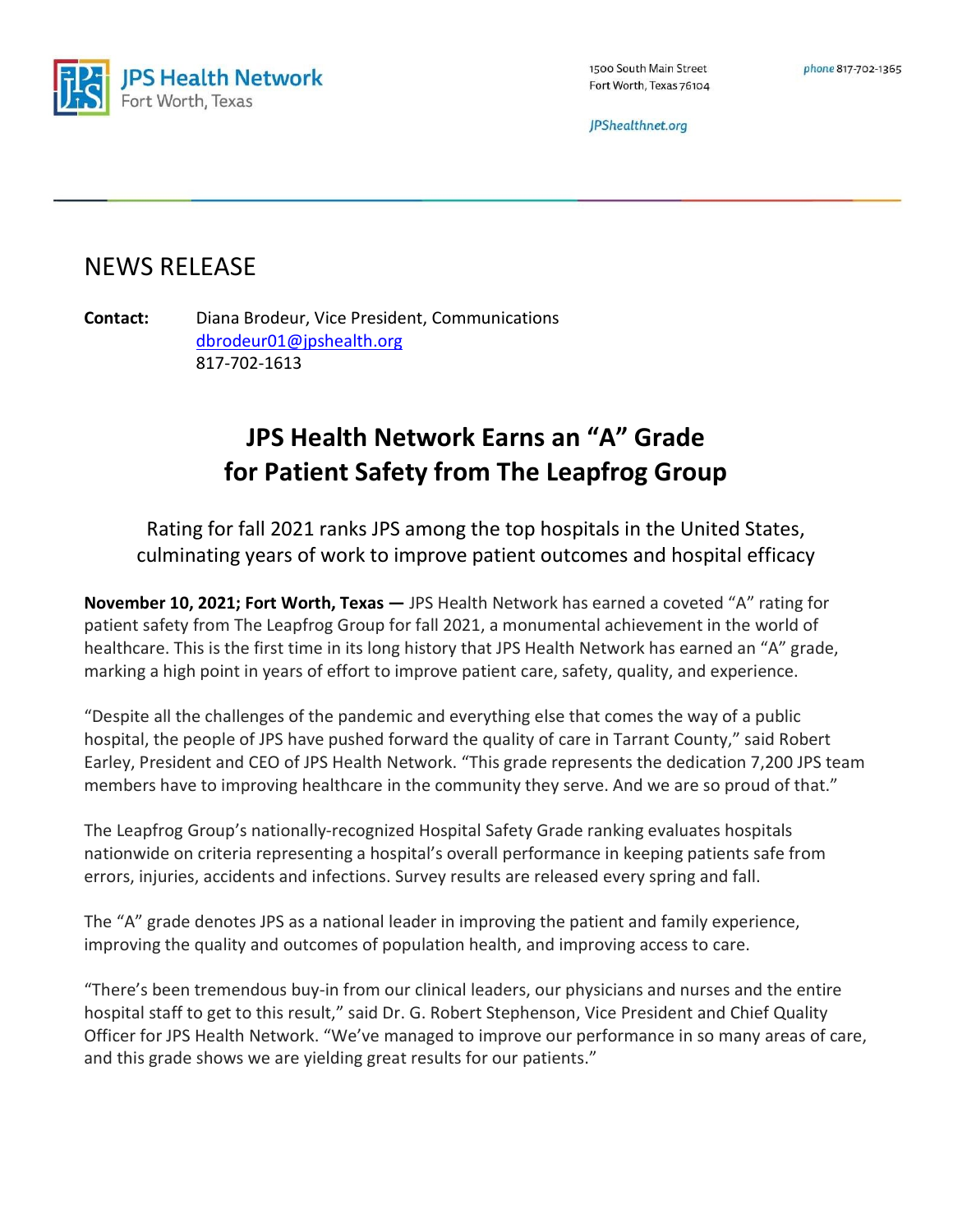JPS Health Network
Fort Worth, Texas

1500 South Main Street
Fort Worth, Texas 76104

phone 817-702-1365

JPShealthnet.org

# NEWS RELEASE

**Contact:** Diana Brodeur, Vice President, Communications
dbrodeur01@jpshealth.org
817-702-1613

## JPS Health Network Earns an "A" Grade for Patient Safety from The Leapfrog Group

Rating for fall 2021 ranks JPS among the top hospitals in the United States, culminating years of work to improve patient outcomes and hospital efficacy

**November 10, 2021; Fort Worth, Texas —** JPS Health Network has earned a coveted "A" rating for patient safety from The Leapfrog Group for fall 2021, a monumental achievement in the world of healthcare. This is the first time in its long history that JPS Health Network has earned an "A" grade, marking a high point in years of effort to improve patient care, safety, quality, and experience.

"Despite all the challenges of the pandemic and everything else that comes the way of a public hospital, the people of JPS have pushed forward the quality of care in Tarrant County," said Robert Earley, President and CEO of JPS Health Network. "This grade represents the dedication 7,200 JPS team members have to improving healthcare in the community they serve. And we are so proud of that."

The Leapfrog Group's nationally-recognized Hospital Safety Grade ranking evaluates hospitals nationwide on criteria representing a hospital's overall performance in keeping patients safe from errors, injuries, accidents and infections. Survey results are released every spring and fall.

The "A" grade denotes JPS as a national leader in improving the patient and family experience, improving the quality and outcomes of population health, and improving access to care.

"There's been tremendous buy-in from our clinical leaders, our physicians and nurses and the entire hospital staff to get to this result," said Dr. G. Robert Stephenson, Vice President and Chief Quality Officer for JPS Health Network. "We've managed to improve our performance in so many areas of care, and this grade shows we are yielding great results for our patients."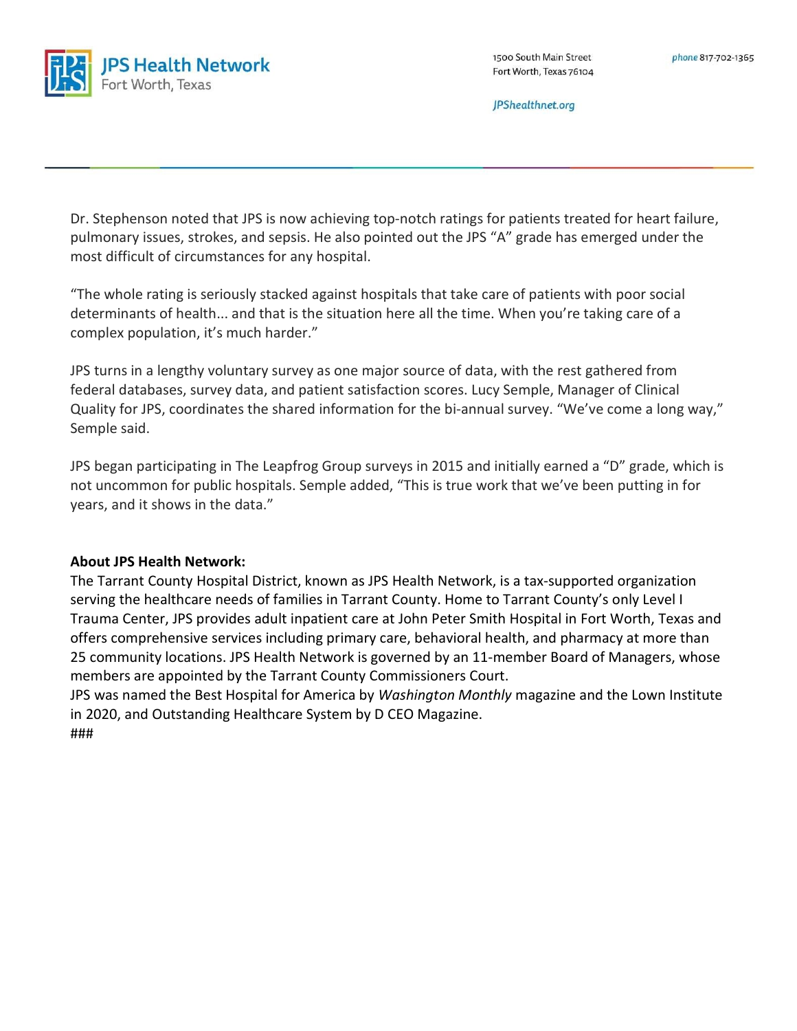Dr. Stephenson noted that JPS is now achieving top-notch ratings for patients treated for heart failure, pulmonary issues, strokes, and sepsis. He also pointed out the JPS "A" grade has emerged under the most difficult of circumstances for any hospital.

"The whole rating is seriously stacked against hospitals that take care of patients with poor social determinants of health... and that is the situation here all the time. When you're taking care of a complex population, it's much harder."

JPS turns in a lengthy voluntary survey as one major source of data, with the rest gathered from federal databases, survey data, and patient satisfaction scores. Lucy Semple, Manager of Clinical Quality for JPS, coordinates the shared information for the bi-annual survey. "We've come a long way," Semple said.

JPS began participating in The Leapfrog Group surveys in 2015 and initially earned a "D" grade, which is not uncommon for public hospitals. Semple added, "This is true work that we've been putting in for years, and it shows in the data."

**About JPS Health Network:**
The Tarrant County Hospital District, known as JPS Health Network, is a tax-supported organization serving the healthcare needs of families in Tarrant County. Home to Tarrant County's only Level I Trauma Center, JPS provides adult inpatient care at John Peter Smith Hospital in Fort Worth, Texas and offers comprehensive services including primary care, behavioral health, and pharmacy at more than 25 community locations. JPS Health Network is governed by an 11-member Board of Managers, whose members are appointed by the Tarrant County Commissioners Court.
JPS was named the Best Hospital for America by *Washington Monthly* magazine and the Lown Institute in 2020, and Outstanding Healthcare System by D CEO Magazine.
###